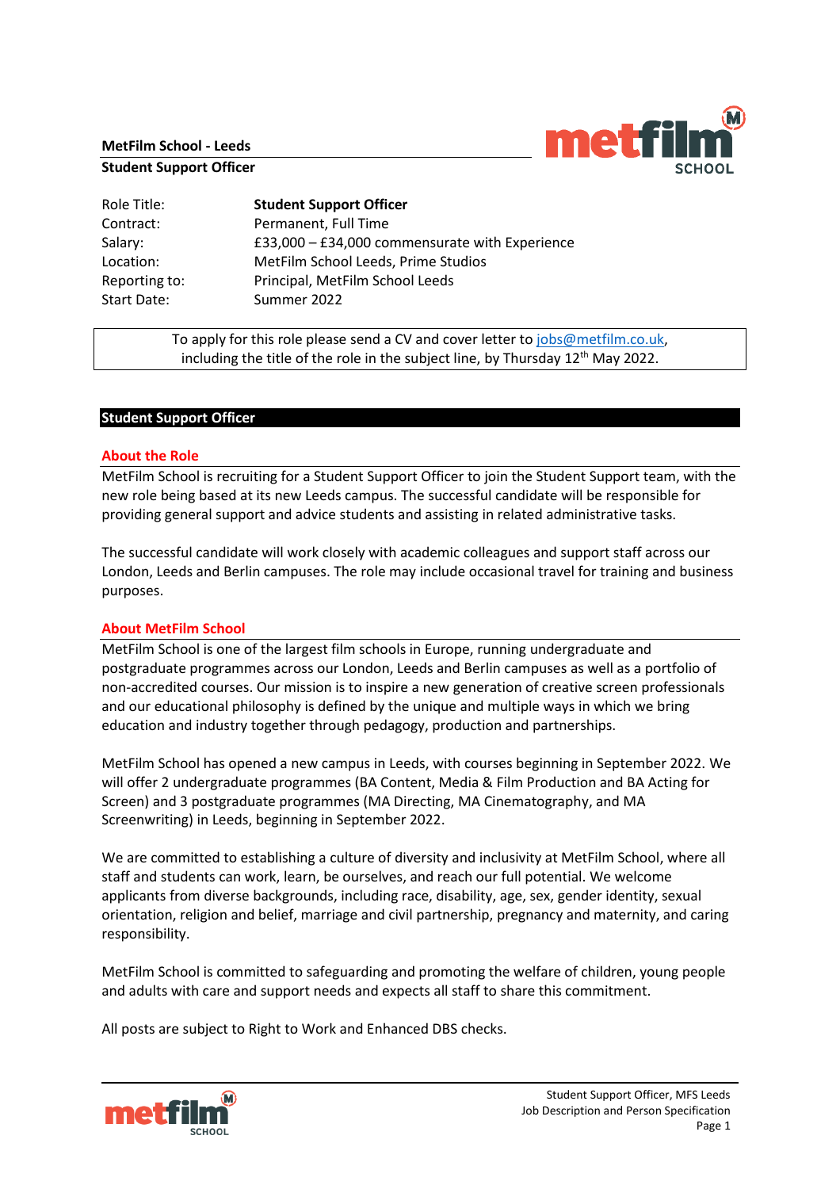**MetFilm School - Leeds**
**Student Support Officer**

| Role Title: | **Student Support Officer** |
|---|---|
| Contract: | Permanent, Full Time |
| Salary: | £33,000 – £34,000 commensurate with Experience |
| Location: | MetFilm School Leeds, Prime Studios |
| Reporting to: | Principal, MetFilm School Leeds |
| Start Date: | Summer 2022 |

To apply for this role please send a CV and cover letter to jobs@metfilm.co.uk, including the title of the role in the subject line, by Thursday 12th May 2022.

## Student Support Officer

### About the Role

MetFilm School is recruiting for a Student Support Officer to join the Student Support team, with the new role being based at its new Leeds campus. The successful candidate will be responsible for providing general support and advice students and assisting in related administrative tasks.

The successful candidate will work closely with academic colleagues and support staff across our London, Leeds and Berlin campuses. The role may include occasional travel for training and business purposes.

### About MetFilm School

MetFilm School is one of the largest film schools in Europe, running undergraduate and postgraduate programmes across our London, Leeds and Berlin campuses as well as a portfolio of non-accredited courses. Our mission is to inspire a new generation of creative screen professionals and our educational philosophy is defined by the unique and multiple ways in which we bring education and industry together through pedagogy, production and partnerships.

MetFilm School has opened a new campus in Leeds, with courses beginning in September 2022. We will offer 2 undergraduate programmes (BA Content, Media & Film Production and BA Acting for Screen) and 3 postgraduate programmes (MA Directing, MA Cinematography, and MA Screenwriting) in Leeds, beginning in September 2022.

We are committed to establishing a culture of diversity and inclusivity at MetFilm School, where all staff and students can work, learn, be ourselves, and reach our full potential. We welcome applicants from diverse backgrounds, including race, disability, age, sex, gender identity, sexual orientation, religion and belief, marriage and civil partnership, pregnancy and maternity, and caring responsibility.

MetFilm School is committed to safeguarding and promoting the welfare of children, young people and adults with care and support needs and expects all staff to share this commitment.

All posts are subject to Right to Work and Enhanced DBS checks.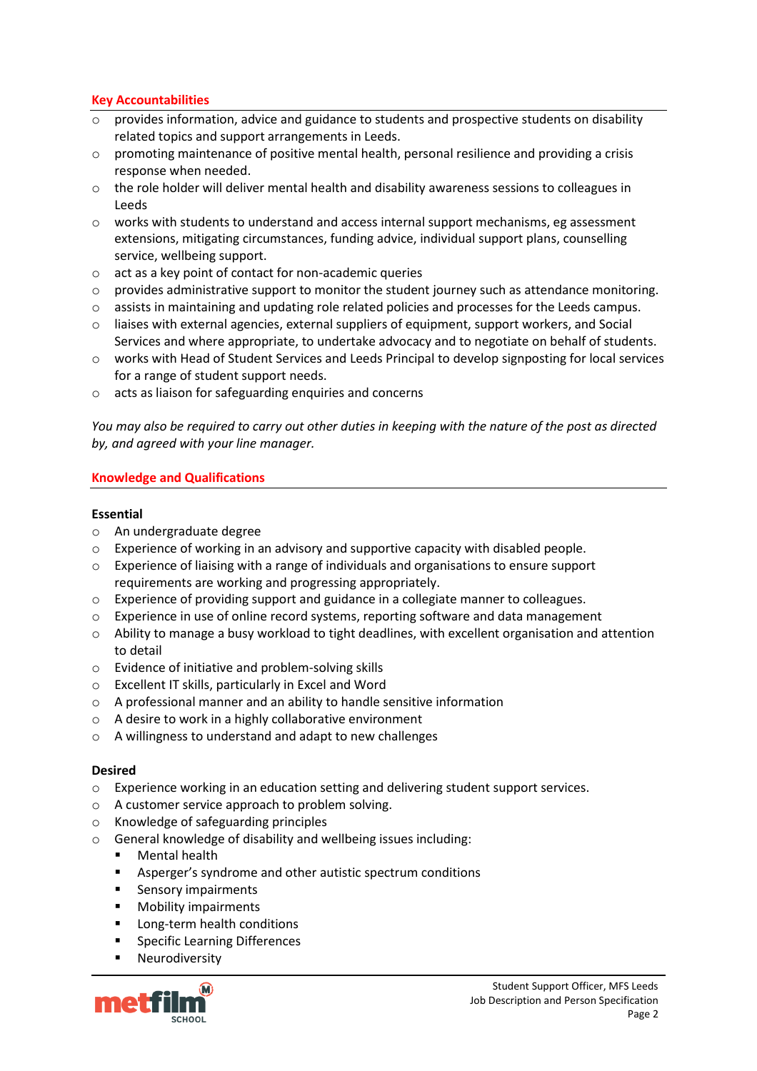## Key Accountabilities

- provides information, advice and guidance to students and prospective students on disability related topics and support arrangements in Leeds.
- promoting maintenance of positive mental health, personal resilience and providing a crisis response when needed.
- the role holder will deliver mental health and disability awareness sessions to colleagues in Leeds
- works with students to understand and access internal support mechanisms, eg assessment extensions, mitigating circumstances, funding advice, individual support plans, counselling service, wellbeing support.
- act as a key point of contact for non-academic queries
- provides administrative support to monitor the student journey such as attendance monitoring.
- assists in maintaining and updating role related policies and processes for the Leeds campus.
- liaises with external agencies, external suppliers of equipment, support workers, and Social Services and where appropriate, to undertake advocacy and to negotiate on behalf of students.
- works with Head of Student Services and Leeds Principal to develop signposting for local services for a range of student support needs.
- acts as liaison for safeguarding enquiries and concerns

*You may also be required to carry out other duties in keeping with the nature of the post as directed by, and agreed with your line manager.*

## Knowledge and Qualifications

**Essential**

- An undergraduate degree
- Experience of working in an advisory and supportive capacity with disabled people.
- Experience of liaising with a range of individuals and organisations to ensure support requirements are working and progressing appropriately.
- Experience of providing support and guidance in a collegiate manner to colleagues.
- Experience in use of online record systems, reporting software and data management
- Ability to manage a busy workload to tight deadlines, with excellent organisation and attention to detail
- Evidence of initiative and problem-solving skills
- Excellent IT skills, particularly in Excel and Word
- A professional manner and an ability to handle sensitive information
- A desire to work in a highly collaborative environment
- A willingness to understand and adapt to new challenges

**Desired**

- Experience working in an education setting and delivering student support services.
- A customer service approach to problem solving.
- Knowledge of safeguarding principles
- General knowledge of disability and wellbeing issues including:
  - Mental health
  - Asperger's syndrome and other autistic spectrum conditions
  - Sensory impairments
  - Mobility impairments
  - Long-term health conditions
  - Specific Learning Differences
  - Neurodiversity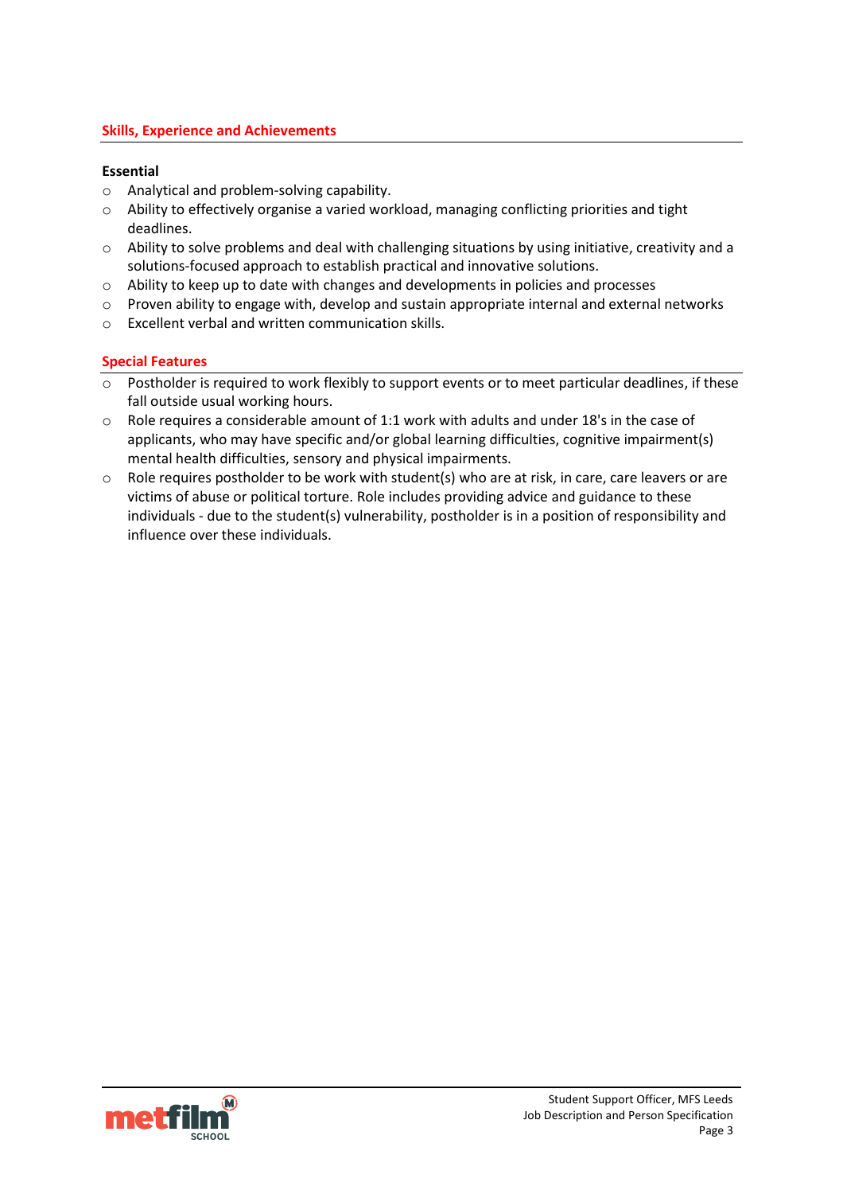## Skills, Experience and Achievements

**Essential**

- Analytical and problem-solving capability.
- Ability to effectively organise a varied workload, managing conflicting priorities and tight deadlines.
- Ability to solve problems and deal with challenging situations by using initiative, creativity and a solutions-focused approach to establish practical and innovative solutions.
- Ability to keep up to date with changes and developments in policies and processes
- Proven ability to engage with, develop and sustain appropriate internal and external networks
- Excellent verbal and written communication skills.

## Special Features

- Postholder is required to work flexibly to support events or to meet particular deadlines, if these fall outside usual working hours.
- Role requires a considerable amount of 1:1 work with adults and under 18's in the case of applicants, who may have specific and/or global learning difficulties, cognitive impairment(s) mental health difficulties, sensory and physical impairments.
- Role requires postholder to be work with student(s) who are at risk, in care, care leavers or are victims of abuse or political torture. Role includes providing advice and guidance to these individuals - due to the student(s) vulnerability, postholder is in a position of responsibility and influence over these individuals.